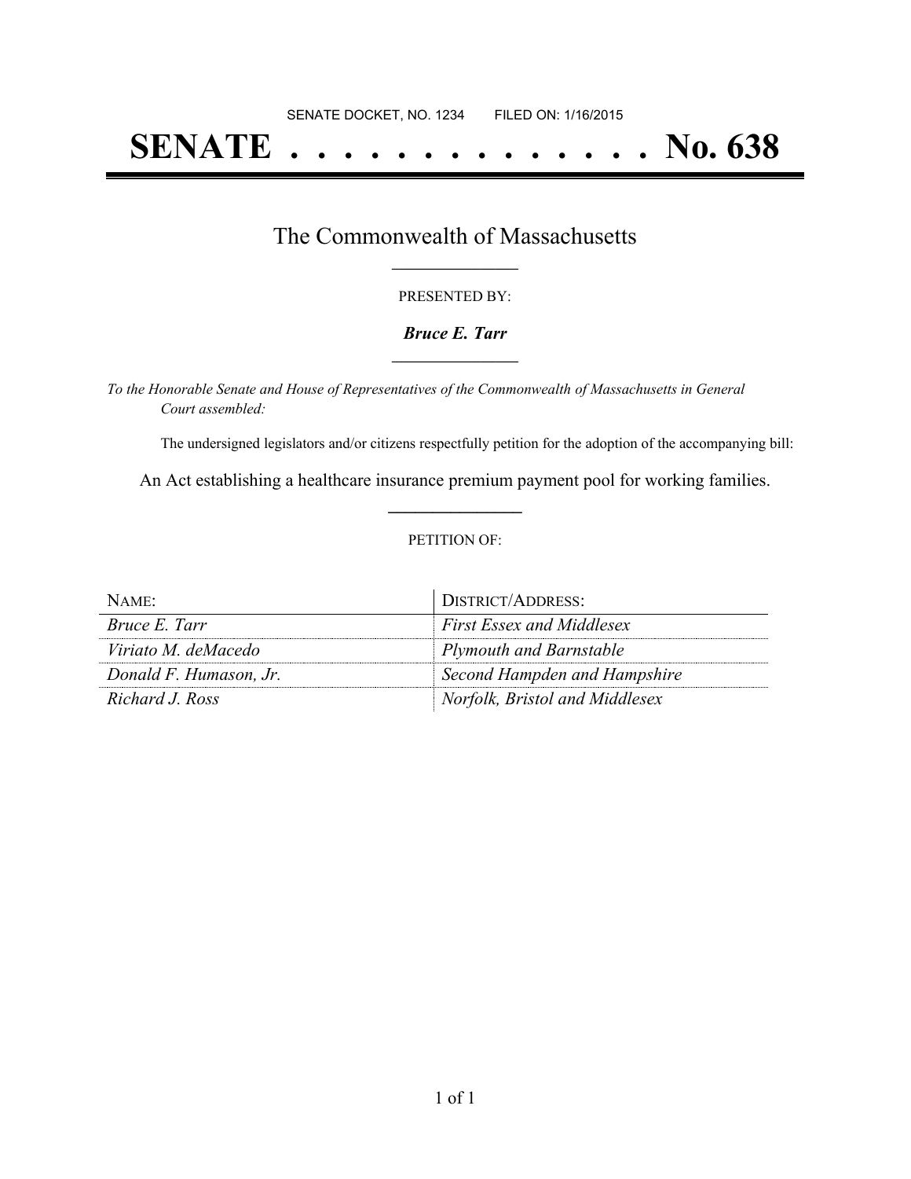SENATE DOCKET, NO. 1234        FILED ON: 1/16/2015

# SENATE . . . . . . . . . . . . . . No. 638

## The Commonwealth of Massachusetts

PRESENTED BY:

***Bruce E. Tarr***

*To the Honorable Senate and House of Representatives of the Commonwealth of Massachusetts in General Court assembled:*

The undersigned legislators and/or citizens respectfully petition for the adoption of the accompanying bill:

An Act establishing a healthcare insurance premium payment pool for working families.

PETITION OF:

| NAME: | DISTRICT/ADDRESS: |
| --- | --- |
| *Bruce E. Tarr* | *First Essex and Middlesex* |
| *Viriato M. deMacedo* | *Plymouth and Barnstable* |
| *Donald F. Humason, Jr.* | *Second Hampden and Hampshire* |
| *Richard J. Ross* | *Norfolk, Bristol and Middlesex* |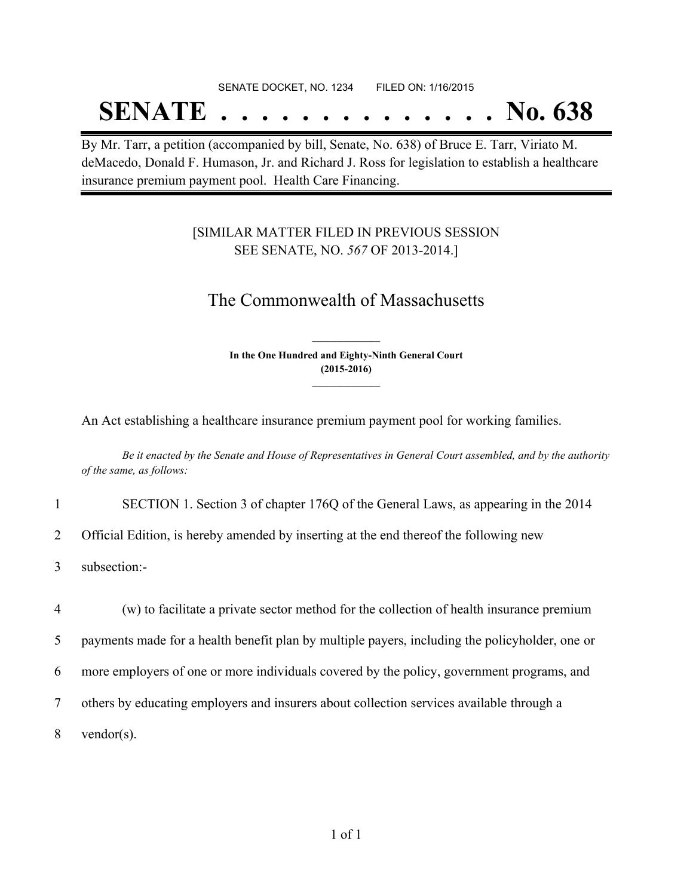SENATE DOCKET, NO. 1234        FILED ON: 1/16/2015

# SENATE . . . . . . . . . . . . . . No. 638

By Mr. Tarr, a petition (accompanied by bill, Senate, No. 638) of Bruce E. Tarr, Viriato M. deMacedo, Donald F. Humason, Jr. and Richard J. Ross for legislation to establish a healthcare insurance premium payment pool. Health Care Financing.

[SIMILAR MATTER FILED IN PREVIOUS SESSION
SEE SENATE, NO. *567* OF 2013-2014.]

## The Commonwealth of Massachusetts

**In the One Hundred and Eighty-Ninth General Court**
**(2015-2016)**

An Act establishing a healthcare insurance premium payment pool for working families.

*Be it enacted by the Senate and House of Representatives in General Court assembled, and by the authority of the same, as follows:*

1 SECTION 1. Section 3 of chapter 176Q of the General Laws, as appearing in the 2014
2 Official Edition, is hereby amended by inserting at the end thereof the following new
3 subsection:-

4 (w) to facilitate a private sector method for the collection of health insurance premium
5 payments made for a health benefit plan by multiple payers, including the policyholder, one or
6 more employers of one or more individuals covered by the policy, government programs, and
7 others by educating employers and insurers about collection services available through a
8 vendor(s).